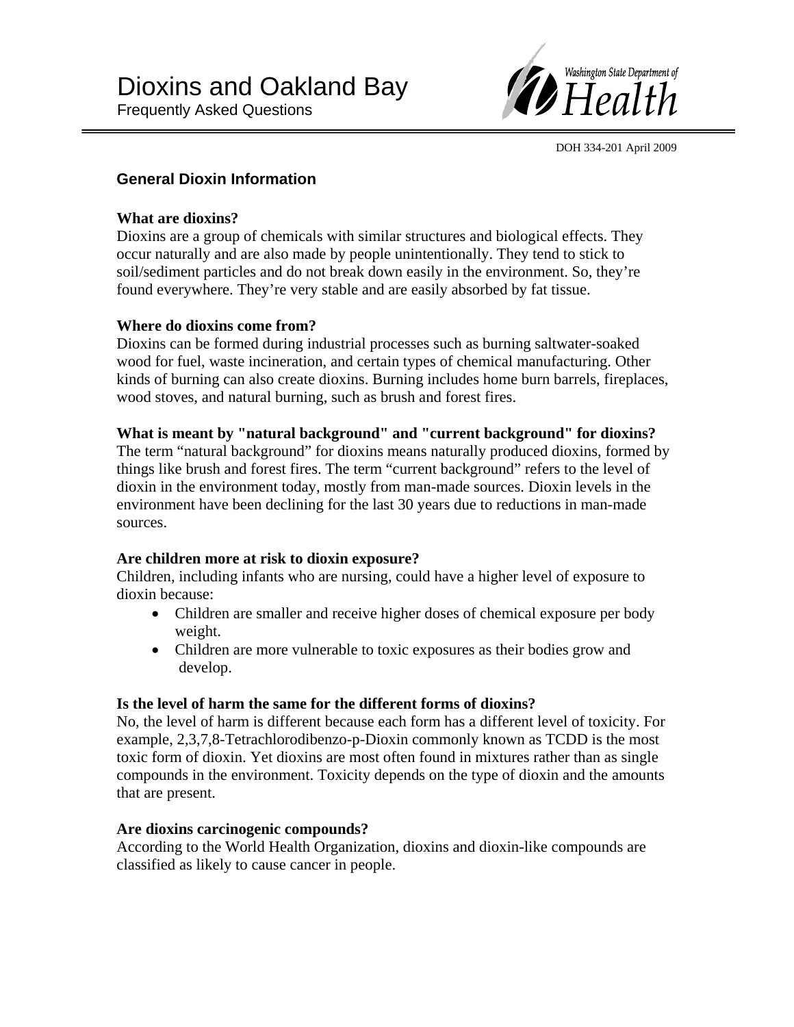# Dioxins and Oakland Bay

Frequently Asked Questions

Washington State Department of Health

DOH 334-201 April 2009

## General Dioxin Information

**What are dioxins?**

Dioxins are a group of chemicals with similar structures and biological effects. They occur naturally and are also made by people unintentionally. They tend to stick to soil/sediment particles and do not break down easily in the environment. So, they're found everywhere. They're very stable and are easily absorbed by fat tissue.

**Where do dioxins come from?**

Dioxins can be formed during industrial processes such as burning saltwater-soaked wood for fuel, waste incineration, and certain types of chemical manufacturing. Other kinds of burning can also create dioxins. Burning includes home burn barrels, fireplaces, wood stoves, and natural burning, such as brush and forest fires.

**What is meant by "natural background" and "current background" for dioxins?**

The term "natural background" for dioxins means naturally produced dioxins, formed by things like brush and forest fires. The term "current background" refers to the level of dioxin in the environment today, mostly from man-made sources. Dioxin levels in the environment have been declining for the last 30 years due to reductions in man-made sources.

**Are children more at risk to dioxin exposure?**

Children, including infants who are nursing, could have a higher level of exposure to dioxin because:

- Children are smaller and receive higher doses of chemical exposure per body weight.
- Children are more vulnerable to toxic exposures as their bodies grow and develop.

**Is the level of harm the same for the different forms of dioxins?**

No, the level of harm is different because each form has a different level of toxicity. For example, 2,3,7,8-Tetrachlorodibenzo-p-Dioxin commonly known as TCDD is the most toxic form of dioxin. Yet dioxins are most often found in mixtures rather than as single compounds in the environment. Toxicity depends on the type of dioxin and the amounts that are present.

**Are dioxins carcinogenic compounds?**

According to the World Health Organization, dioxins and dioxin-like compounds are classified as likely to cause cancer in people.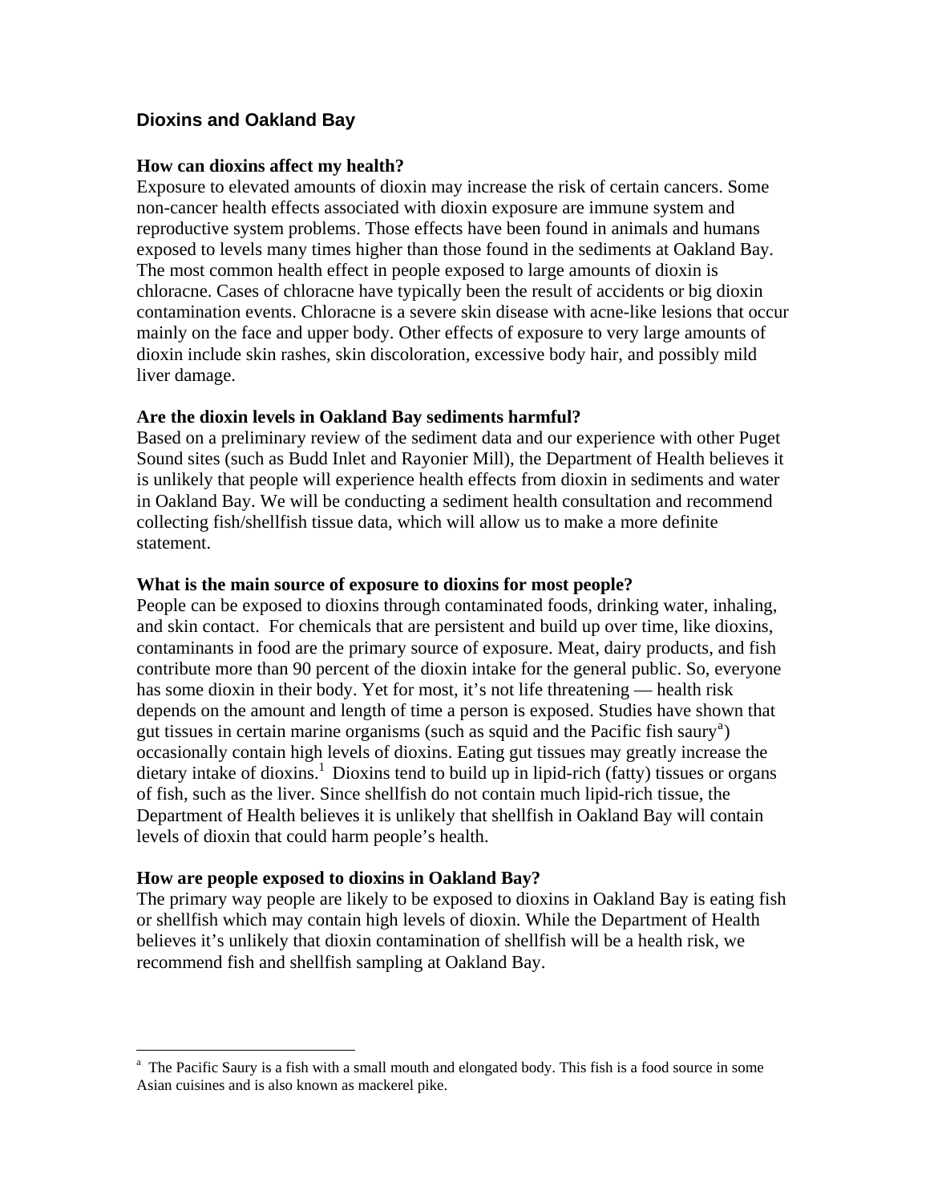## Dioxins and Oakland Bay

**How can dioxins affect my health?**

Exposure to elevated amounts of dioxin may increase the risk of certain cancers. Some non-cancer health effects associated with dioxin exposure are immune system and reproductive system problems. Those effects have been found in animals and humans exposed to levels many times higher than those found in the sediments at Oakland Bay. The most common health effect in people exposed to large amounts of dioxin is chloracne. Cases of chloracne have typically been the result of accidents or big dioxin contamination events. Chloracne is a severe skin disease with acne-like lesions that occur mainly on the face and upper body. Other effects of exposure to very large amounts of dioxin include skin rashes, skin discoloration, excessive body hair, and possibly mild liver damage.

**Are the dioxin levels in Oakland Bay sediments harmful?**

Based on a preliminary review of the sediment data and our experience with other Puget Sound sites (such as Budd Inlet and Rayonier Mill), the Department of Health believes it is unlikely that people will experience health effects from dioxin in sediments and water in Oakland Bay. We will be conducting a sediment health consultation and recommend collecting fish/shellfish tissue data, which will allow us to make a more definite statement.

**What is the main source of exposure to dioxins for most people?**

People can be exposed to dioxins through contaminated foods, drinking water, inhaling, and skin contact. For chemicals that are persistent and build up over time, like dioxins, contaminants in food are the primary source of exposure. Meat, dairy products, and fish contribute more than 90 percent of the dioxin intake for the general public. So, everyone has some dioxin in their body. Yet for most, it's not life threatening — health risk depends on the amount and length of time a person is exposed. Studies have shown that gut tissues in certain marine organisms (such as squid and the Pacific fish saury[a]) occasionally contain high levels of dioxins. Eating gut tissues may greatly increase the dietary intake of dioxins.[1] Dioxins tend to build up in lipid-rich (fatty) tissues or organs of fish, such as the liver. Since shellfish do not contain much lipid-rich tissue, the Department of Health believes it is unlikely that shellfish in Oakland Bay will contain levels of dioxin that could harm people's health.

**How are people exposed to dioxins in Oakland Bay?**

The primary way people are likely to be exposed to dioxins in Oakland Bay is eating fish or shellfish which may contain high levels of dioxin. While the Department of Health believes it's unlikely that dioxin contamination of shellfish will be a health risk, we recommend fish and shellfish sampling at Oakland Bay.

---

[a] The Pacific Saury is a fish with a small mouth and elongated body. This fish is a food source in some Asian cuisines and is also known as mackerel pike.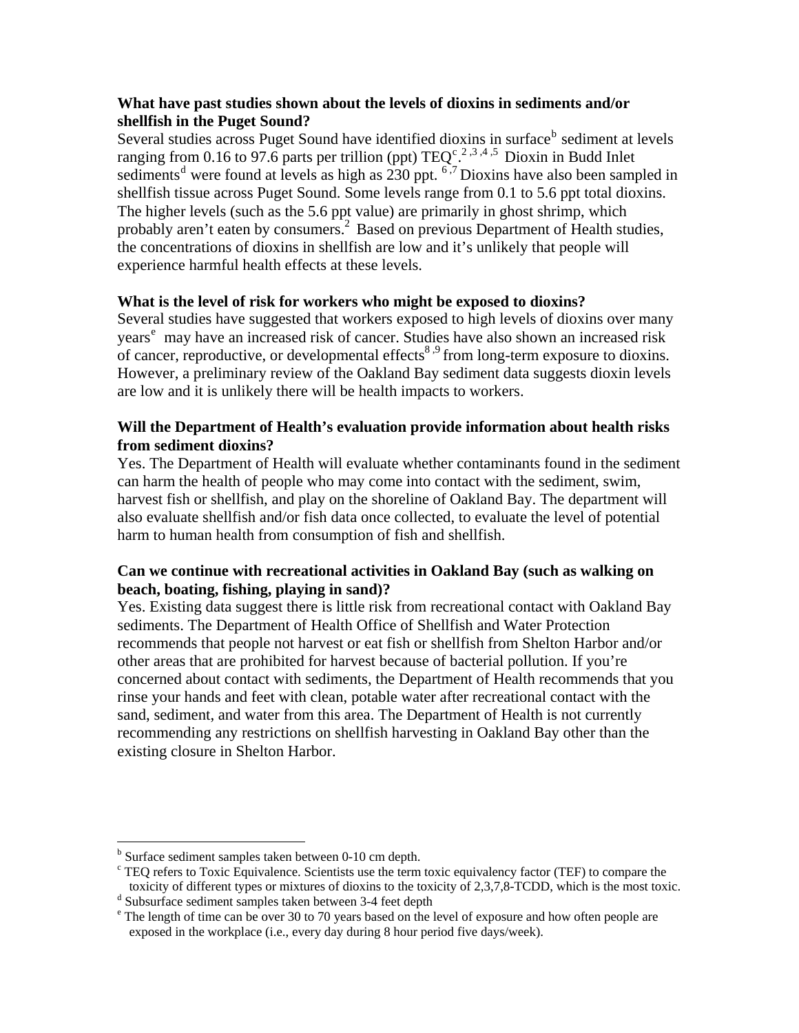**What have past studies shown about the levels of dioxins in sediments and/or shellfish in the Puget Sound?**

Several studies across Puget Sound have identified dioxins in surface[b] sediment at levels ranging from 0.16 to 97.6 parts per trillion (ppt) TEQ[c].[2,3,4,5] Dioxin in Budd Inlet sediments[d] were found at levels as high as 230 ppt. [6,7] Dioxins have also been sampled in shellfish tissue across Puget Sound. Some levels range from 0.1 to 5.6 ppt total dioxins. The higher levels (such as the 5.6 ppt value) are primarily in ghost shrimp, which probably aren't eaten by consumers.[2] Based on previous Department of Health studies, the concentrations of dioxins in shellfish are low and it's unlikely that people will experience harmful health effects at these levels.

**What is the level of risk for workers who might be exposed to dioxins?**

Several studies have suggested that workers exposed to high levels of dioxins over many years[e] may have an increased risk of cancer. Studies have also shown an increased risk of cancer, reproductive, or developmental effects[8,9] from long-term exposure to dioxins. However, a preliminary review of the Oakland Bay sediment data suggests dioxin levels are low and it is unlikely there will be health impacts to workers.

**Will the Department of Health's evaluation provide information about health risks from sediment dioxins?**

Yes. The Department of Health will evaluate whether contaminants found in the sediment can harm the health of people who may come into contact with the sediment, swim, harvest fish or shellfish, and play on the shoreline of Oakland Bay. The department will also evaluate shellfish and/or fish data once collected, to evaluate the level of potential harm to human health from consumption of fish and shellfish.

**Can we continue with recreational activities in Oakland Bay (such as walking on beach, boating, fishing, playing in sand)?**

Yes. Existing data suggest there is little risk from recreational contact with Oakland Bay sediments. The Department of Health Office of Shellfish and Water Protection recommends that people not harvest or eat fish or shellfish from Shelton Harbor and/or other areas that are prohibited for harvest because of bacterial pollution. If you're concerned about contact with sediments, the Department of Health recommends that you rinse your hands and feet with clean, potable water after recreational contact with the sand, sediment, and water from this area. The Department of Health is not currently recommending any restrictions on shellfish harvesting in Oakland Bay other than the existing closure in Shelton Harbor.

---

[b] Surface sediment samples taken between 0-10 cm depth.

[c] TEQ refers to Toxic Equivalence. Scientists use the term toxic equivalency factor (TEF) to compare the toxicity of different types or mixtures of dioxins to the toxicity of 2,3,7,8-TCDD, which is the most toxic.

[d] Subsurface sediment samples taken between 3-4 feet depth

[e] The length of time can be over 30 to 70 years based on the level of exposure and how often people are exposed in the workplace (i.e., every day during 8 hour period five days/week).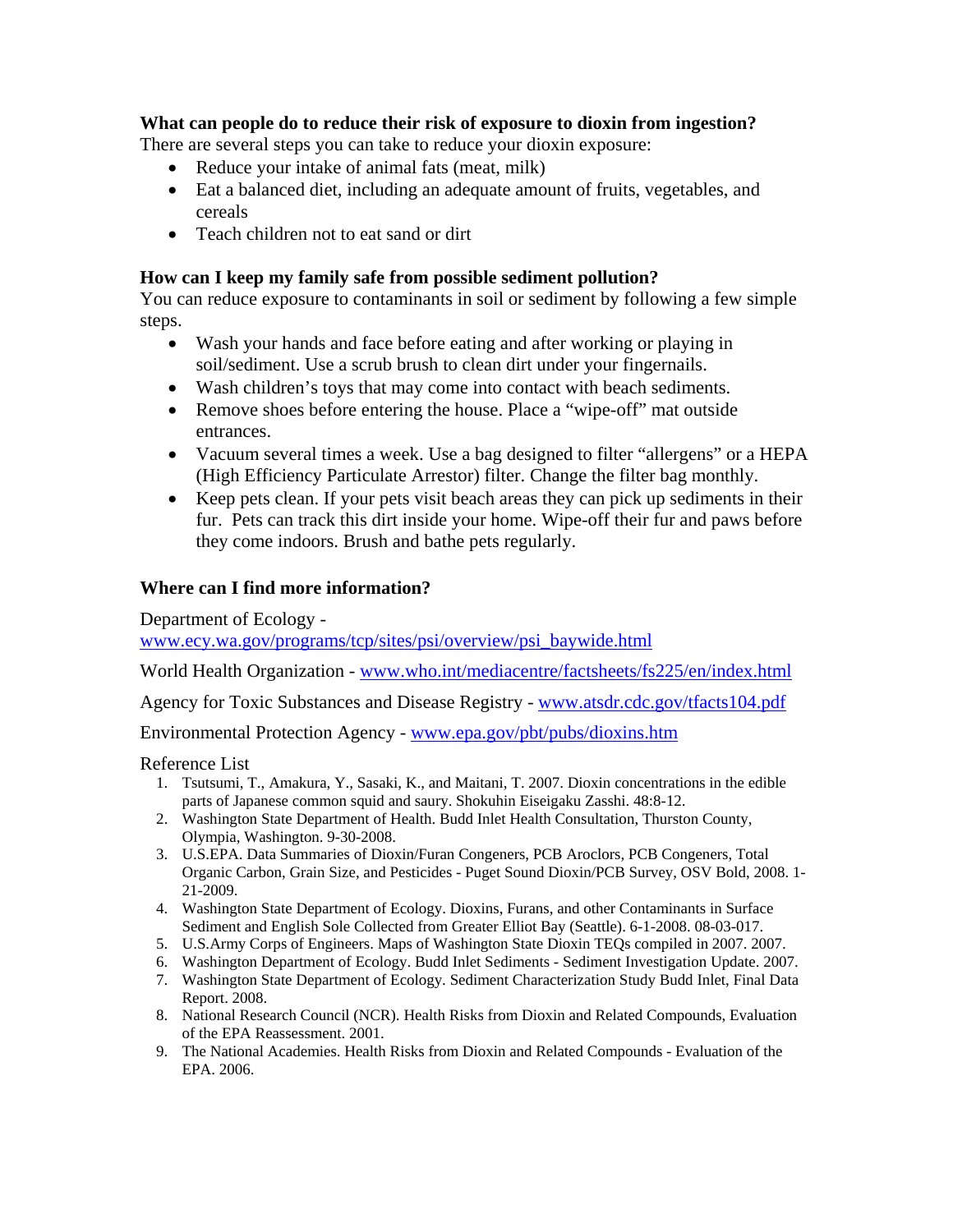**What can people do to reduce their risk of exposure to dioxin from ingestion?**
There are several steps you can take to reduce your dioxin exposure:

- Reduce your intake of animal fats (meat, milk)
- Eat a balanced diet, including an adequate amount of fruits, vegetables, and cereals
- Teach children not to eat sand or dirt

**How can I keep my family safe from possible sediment pollution?**
You can reduce exposure to contaminants in soil or sediment by following a few simple steps.

- Wash your hands and face before eating and after working or playing in soil/sediment. Use a scrub brush to clean dirt under your fingernails.
- Wash children's toys that may come into contact with beach sediments.
- Remove shoes before entering the house. Place a "wipe-off" mat outside entrances.
- Vacuum several times a week. Use a bag designed to filter "allergens" or a HEPA (High Efficiency Particulate Arrestor) filter. Change the filter bag monthly.
- Keep pets clean. If your pets visit beach areas they can pick up sediments in their fur. Pets can track this dirt inside your home. Wipe-off their fur and paws before they come indoors. Brush and bathe pets regularly.

**Where can I find more information?**

Department of Ecology - www.ecy.wa.gov/programs/tcp/sites/psi/overview/psi_baywide.html

World Health Organization - www.who.int/mediacentre/factsheets/fs225/en/index.html

Agency for Toxic Substances and Disease Registry - www.atsdr.cdc.gov/tfacts104.pdf

Environmental Protection Agency - www.epa.gov/pbt/pubs/dioxins.htm

Reference List

1. Tsutsumi, T., Amakura, Y., Sasaki, K., and Maitani, T. 2007. Dioxin concentrations in the edible parts of Japanese common squid and saury. Shokuhin Eiseigaku Zasshi. 48:8-12.
2. Washington State Department of Health. Budd Inlet Health Consultation, Thurston County, Olympia, Washington. 9-30-2008.
3. U.S.EPA. Data Summaries of Dioxin/Furan Congeners, PCB Aroclors, PCB Congeners, Total Organic Carbon, Grain Size, and Pesticides - Puget Sound Dioxin/PCB Survey, OSV Bold, 2008. 1-21-2009.
4. Washington State Department of Ecology. Dioxins, Furans, and other Contaminants in Surface Sediment and English Sole Collected from Greater Elliot Bay (Seattle). 6-1-2008. 08-03-017.
5. U.S.Army Corps of Engineers. Maps of Washington State Dioxin TEQs compiled in 2007. 2007.
6. Washington Department of Ecology. Budd Inlet Sediments - Sediment Investigation Update. 2007.
7. Washington State Department of Ecology. Sediment Characterization Study Budd Inlet, Final Data Report. 2008.
8. National Research Council (NCR). Health Risks from Dioxin and Related Compounds, Evaluation of the EPA Reassessment. 2001.
9. The National Academies. Health Risks from Dioxin and Related Compounds - Evaluation of the EPA. 2006.